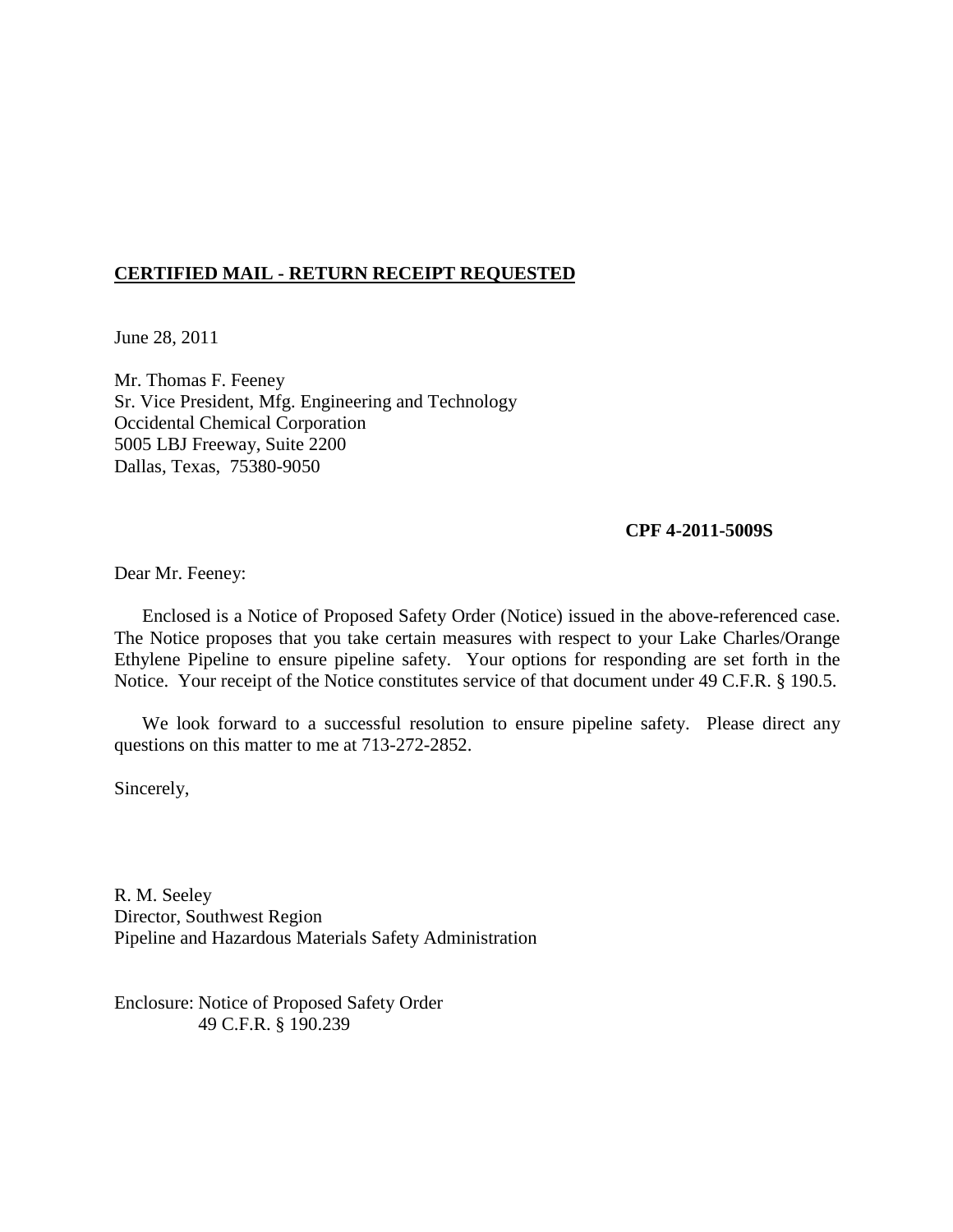**<u>CERTIFIED MAIL - RETURN RECEIPT REQUESTED</u>**

June 28, 2011

Mr. Thomas F. Feeney
Sr. Vice President, Mfg. Engineering and Technology
Occidental Chemical Corporation
5005 LBJ Freeway, Suite 2200
Dallas, Texas, 75380-9050

**CPF 4-2011-5009S**

Dear Mr. Feeney:

Enclosed is a Notice of Proposed Safety Order (Notice) issued in the above-referenced case. The Notice proposes that you take certain measures with respect to your Lake Charles/Orange Ethylene Pipeline to ensure pipeline safety. Your options for responding are set forth in the Notice. Your receipt of the Notice constitutes service of that document under 49 C.F.R. § 190.5.

We look forward to a successful resolution to ensure pipeline safety. Please direct any questions on this matter to me at 713-272-2852.

Sincerely,

R. M. Seeley
Director, Southwest Region
Pipeline and Hazardous Materials Safety Administration

Enclosure: Notice of Proposed Safety Order
49 C.F.R. § 190.239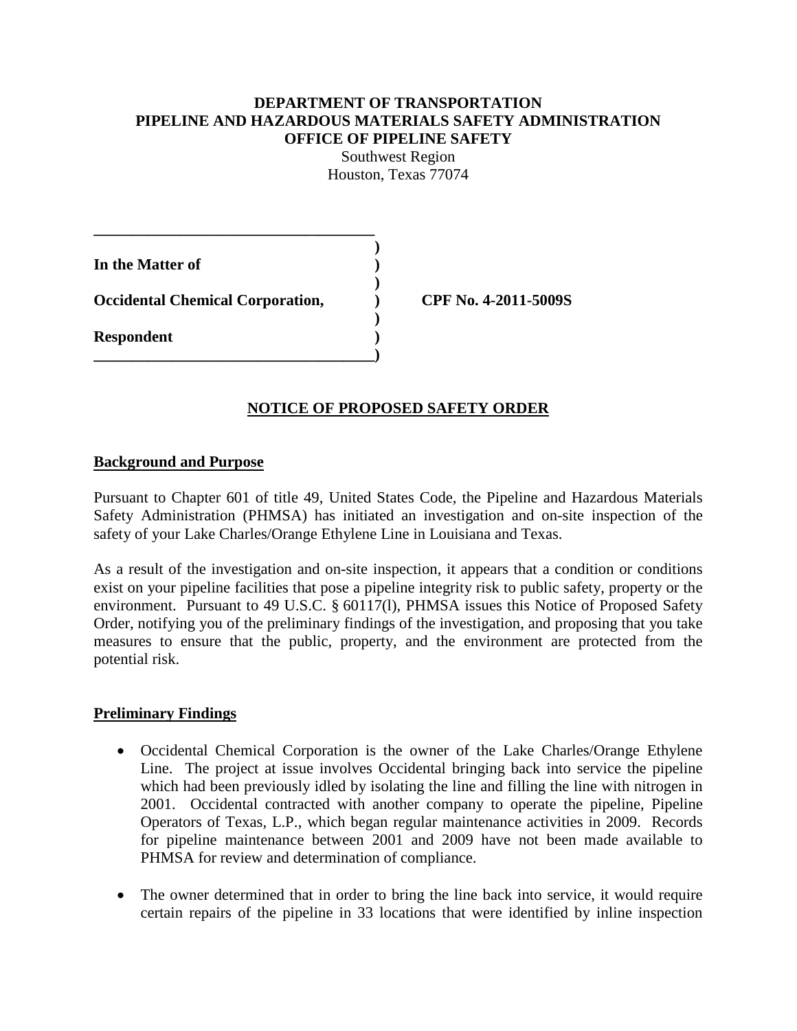**DEPARTMENT OF TRANSPORTATION**
**PIPELINE AND HAZARDOUS MATERIALS SAFETY ADMINISTRATION**
**OFFICE OF PIPELINE SAFETY**
Southwest Region
Houston, Texas 77074

| | | |
|---|---|---|
| **In the Matter of** | ) | |
| **Occidental Chemical Corporation,** | ) | **CPF No. 4-2011-5009S** |
| **Respondent** | ) | |

## NOTICE OF PROPOSED SAFETY ORDER

### Background and Purpose

Pursuant to Chapter 601 of title 49, United States Code, the Pipeline and Hazardous Materials Safety Administration (PHMSA) has initiated an investigation and on-site inspection of the safety of your Lake Charles/Orange Ethylene Line in Louisiana and Texas.

As a result of the investigation and on-site inspection, it appears that a condition or conditions exist on your pipeline facilities that pose a pipeline integrity risk to public safety, property or the environment. Pursuant to 49 U.S.C. § 60117(l), PHMSA issues this Notice of Proposed Safety Order, notifying you of the preliminary findings of the investigation, and proposing that you take measures to ensure that the public, property, and the environment are protected from the potential risk.

### Preliminary Findings

- Occidental Chemical Corporation is the owner of the Lake Charles/Orange Ethylene Line. The project at issue involves Occidental bringing back into service the pipeline which had been previously idled by isolating the line and filling the line with nitrogen in 2001. Occidental contracted with another company to operate the pipeline, Pipeline Operators of Texas, L.P., which began regular maintenance activities in 2009. Records for pipeline maintenance between 2001 and 2009 have not been made available to PHMSA for review and determination of compliance.

- The owner determined that in order to bring the line back into service, it would require certain repairs of the pipeline in 33 locations that were identified by inline inspection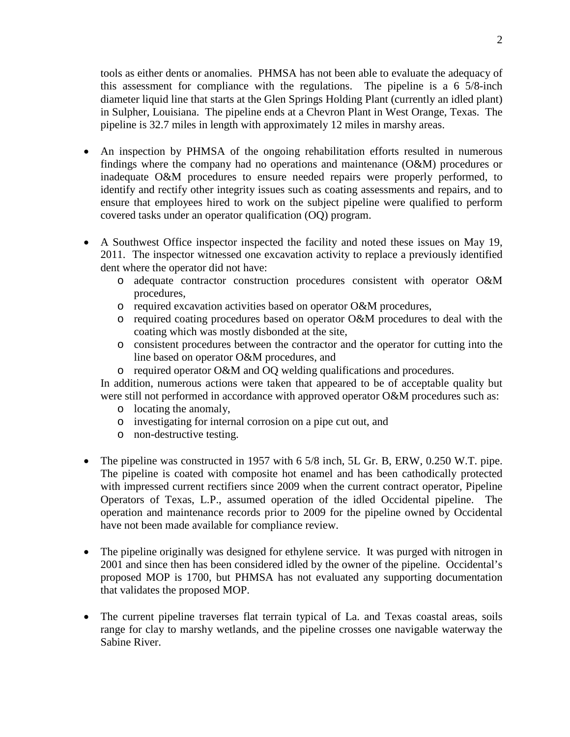tools as either dents or anomalies. PHMSA has not been able to evaluate the adequacy of this assessment for compliance with the regulations. The pipeline is a 6 5/8-inch diameter liquid line that starts at the Glen Springs Holding Plant (currently an idled plant) in Sulpher, Louisiana. The pipeline ends at a Chevron Plant in West Orange, Texas. The pipeline is 32.7 miles in length with approximately 12 miles in marshy areas.

- An inspection by PHMSA of the ongoing rehabilitation efforts resulted in numerous findings where the company had no operations and maintenance (O&M) procedures or inadequate O&M procedures to ensure needed repairs were properly performed, to identify and rectify other integrity issues such as coating assessments and repairs, and to ensure that employees hired to work on the subject pipeline were qualified to perform covered tasks under an operator qualification (OQ) program.

- A Southwest Office inspector inspected the facility and noted these issues on May 19, 2011. The inspector witnessed one excavation activity to replace a previously identified dent where the operator did not have:
  - adequate contractor construction procedures consistent with operator O&M procedures,
  - required excavation activities based on operator O&M procedures,
  - required coating procedures based on operator O&M procedures to deal with the coating which was mostly disbonded at the site,
  - consistent procedures between the contractor and the operator for cutting into the line based on operator O&M procedures, and
  - required operator O&M and OQ welding qualifications and procedures.

  In addition, numerous actions were taken that appeared to be of acceptable quality but were still not performed in accordance with approved operator O&M procedures such as:
  - locating the anomaly,
  - investigating for internal corrosion on a pipe cut out, and
  - non-destructive testing.

- The pipeline was constructed in 1957 with 6 5/8 inch, 5L Gr. B, ERW, 0.250 W.T. pipe. The pipeline is coated with composite hot enamel and has been cathodically protected with impressed current rectifiers since 2009 when the current contract operator, Pipeline Operators of Texas, L.P., assumed operation of the idled Occidental pipeline. The operation and maintenance records prior to 2009 for the pipeline owned by Occidental have not been made available for compliance review.

- The pipeline originally was designed for ethylene service. It was purged with nitrogen in 2001 and since then has been considered idled by the owner of the pipeline. Occidental's proposed MOP is 1700, but PHMSA has not evaluated any supporting documentation that validates the proposed MOP.

- The current pipeline traverses flat terrain typical of La. and Texas coastal areas, soils range for clay to marshy wetlands, and the pipeline crosses one navigable waterway the Sabine River.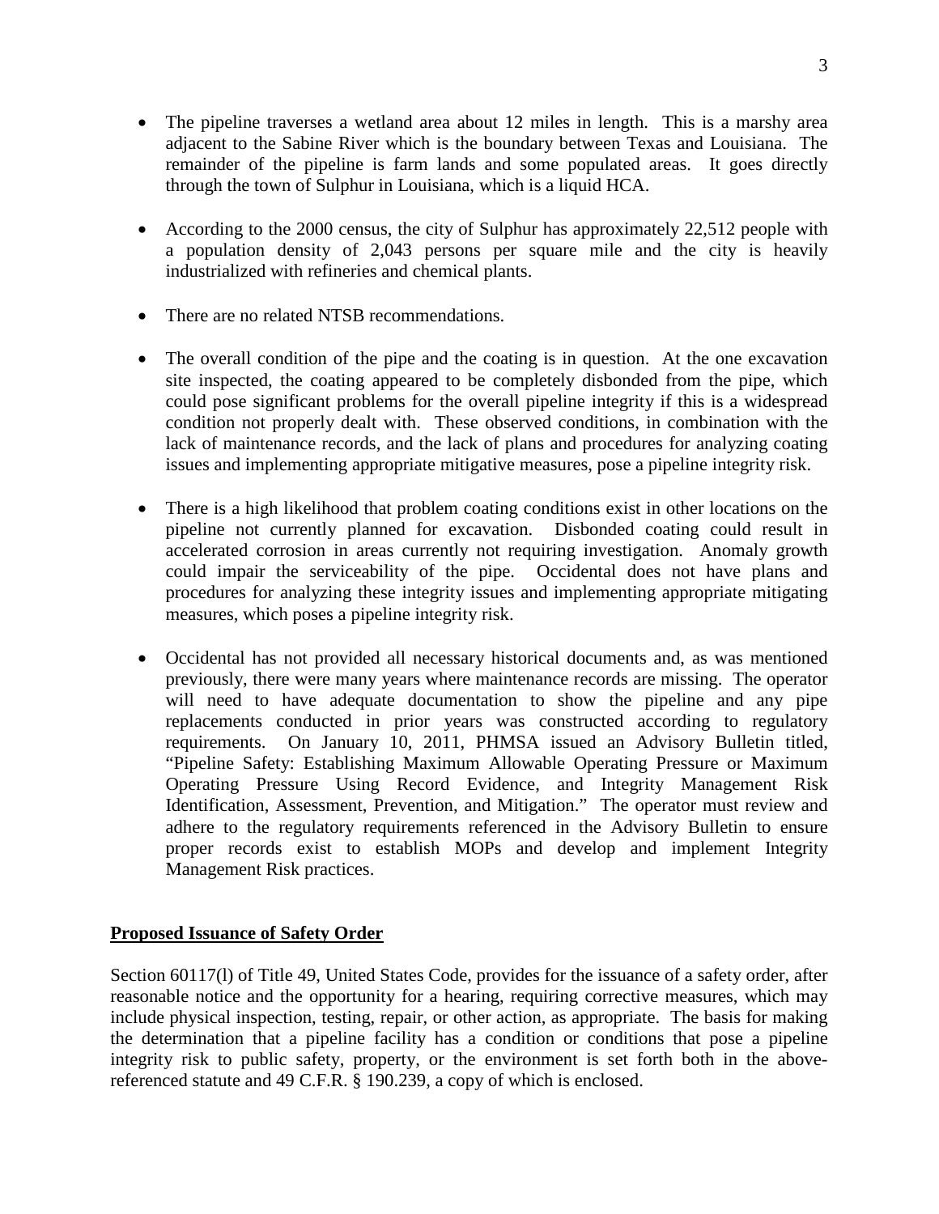- The pipeline traverses a wetland area about 12 miles in length. This is a marshy area adjacent to the Sabine River which is the boundary between Texas and Louisiana. The remainder of the pipeline is farm lands and some populated areas. It goes directly through the town of Sulphur in Louisiana, which is a liquid HCA.

- According to the 2000 census, the city of Sulphur has approximately 22,512 people with a population density of 2,043 persons per square mile and the city is heavily industrialized with refineries and chemical plants.

- There are no related NTSB recommendations.

- The overall condition of the pipe and the coating is in question. At the one excavation site inspected, the coating appeared to be completely disbonded from the pipe, which could pose significant problems for the overall pipeline integrity if this is a widespread condition not properly dealt with. These observed conditions, in combination with the lack of maintenance records, and the lack of plans and procedures for analyzing coating issues and implementing appropriate mitigative measures, pose a pipeline integrity risk.

- There is a high likelihood that problem coating conditions exist in other locations on the pipeline not currently planned for excavation. Disbonded coating could result in accelerated corrosion in areas currently not requiring investigation. Anomaly growth could impair the serviceability of the pipe. Occidental does not have plans and procedures for analyzing these integrity issues and implementing appropriate mitigating measures, which poses a pipeline integrity risk.

- Occidental has not provided all necessary historical documents and, as was mentioned previously, there were many years where maintenance records are missing. The operator will need to have adequate documentation to show the pipeline and any pipe replacements conducted in prior years was constructed according to regulatory requirements. On January 10, 2011, PHMSA issued an Advisory Bulletin titled, "Pipeline Safety: Establishing Maximum Allowable Operating Pressure or Maximum Operating Pressure Using Record Evidence, and Integrity Management Risk Identification, Assessment, Prevention, and Mitigation." The operator must review and adhere to the regulatory requirements referenced in the Advisory Bulletin to ensure proper records exist to establish MOPs and develop and implement Integrity Management Risk practices.

**Proposed Issuance of Safety Order**

Section 60117(l) of Title 49, United States Code, provides for the issuance of a safety order, after reasonable notice and the opportunity for a hearing, requiring corrective measures, which may include physical inspection, testing, repair, or other action, as appropriate. The basis for making the determination that a pipeline facility has a condition or conditions that pose a pipeline integrity risk to public safety, property, or the environment is set forth both in the above-referenced statute and 49 C.F.R. § 190.239, a copy of which is enclosed.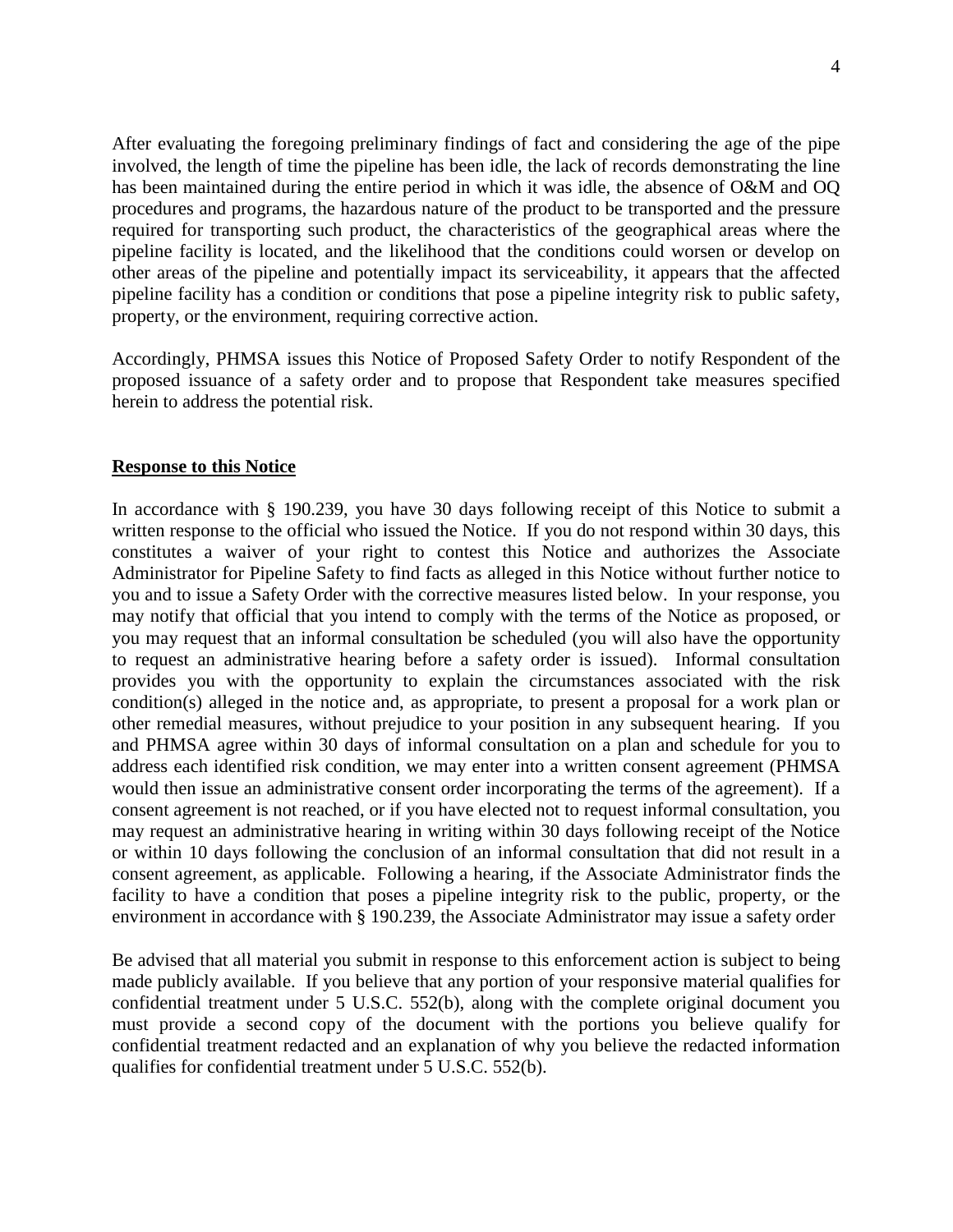After evaluating the foregoing preliminary findings of fact and considering the age of the pipe involved, the length of time the pipeline has been idle, the lack of records demonstrating the line has been maintained during the entire period in which it was idle, the absence of O&M and OQ procedures and programs, the hazardous nature of the product to be transported and the pressure required for transporting such product, the characteristics of the geographical areas where the pipeline facility is located, and the likelihood that the conditions could worsen or develop on other areas of the pipeline and potentially impact its serviceability, it appears that the affected pipeline facility has a condition or conditions that pose a pipeline integrity risk to public safety, property, or the environment, requiring corrective action.

Accordingly, PHMSA issues this Notice of Proposed Safety Order to notify Respondent of the proposed issuance of a safety order and to propose that Respondent take measures specified herein to address the potential risk.

**Response to this Notice**

In accordance with § 190.239, you have 30 days following receipt of this Notice to submit a written response to the official who issued the Notice. If you do not respond within 30 days, this constitutes a waiver of your right to contest this Notice and authorizes the Associate Administrator for Pipeline Safety to find facts as alleged in this Notice without further notice to you and to issue a Safety Order with the corrective measures listed below. In your response, you may notify that official that you intend to comply with the terms of the Notice as proposed, or you may request that an informal consultation be scheduled (you will also have the opportunity to request an administrative hearing before a safety order is issued). Informal consultation provides you with the opportunity to explain the circumstances associated with the risk condition(s) alleged in the notice and, as appropriate, to present a proposal for a work plan or other remedial measures, without prejudice to your position in any subsequent hearing. If you and PHMSA agree within 30 days of informal consultation on a plan and schedule for you to address each identified risk condition, we may enter into a written consent agreement (PHMSA would then issue an administrative consent order incorporating the terms of the agreement). If a consent agreement is not reached, or if you have elected not to request informal consultation, you may request an administrative hearing in writing within 30 days following receipt of the Notice or within 10 days following the conclusion of an informal consultation that did not result in a consent agreement, as applicable. Following a hearing, if the Associate Administrator finds the facility to have a condition that poses a pipeline integrity risk to the public, property, or the environment in accordance with § 190.239, the Associate Administrator may issue a safety order

Be advised that all material you submit in response to this enforcement action is subject to being made publicly available. If you believe that any portion of your responsive material qualifies for confidential treatment under 5 U.S.C. 552(b), along with the complete original document you must provide a second copy of the document with the portions you believe qualify for confidential treatment redacted and an explanation of why you believe the redacted information qualifies for confidential treatment under 5 U.S.C. 552(b).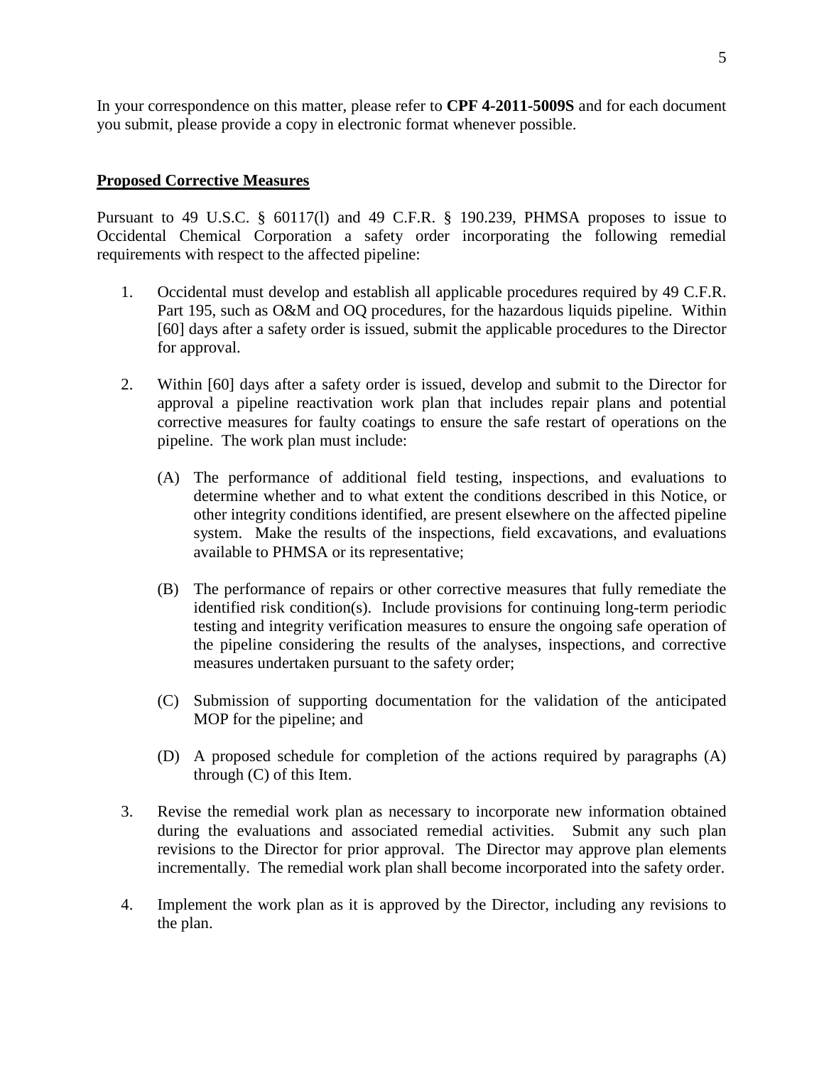In your correspondence on this matter, please refer to **CPF 4-2011-5009S** and for each document you submit, please provide a copy in electronic format whenever possible.

## Proposed Corrective Measures

Pursuant to 49 U.S.C. § 60117(l) and 49 C.F.R. § 190.239, PHMSA proposes to issue to Occidental Chemical Corporation a safety order incorporating the following remedial requirements with respect to the affected pipeline:

1. Occidental must develop and establish all applicable procedures required by 49 C.F.R. Part 195, such as O&M and OQ procedures, for the hazardous liquids pipeline. Within [60] days after a safety order is issued, submit the applicable procedures to the Director for approval.

2. Within [60] days after a safety order is issued, develop and submit to the Director for approval a pipeline reactivation work plan that includes repair plans and potential corrective measures for faulty coatings to ensure the safe restart of operations on the pipeline. The work plan must include:

   (A) The performance of additional field testing, inspections, and evaluations to determine whether and to what extent the conditions described in this Notice, or other integrity conditions identified, are present elsewhere on the affected pipeline system. Make the results of the inspections, field excavations, and evaluations available to PHMSA or its representative;

   (B) The performance of repairs or other corrective measures that fully remediate the identified risk condition(s). Include provisions for continuing long-term periodic testing and integrity verification measures to ensure the ongoing safe operation of the pipeline considering the results of the analyses, inspections, and corrective measures undertaken pursuant to the safety order;

   (C) Submission of supporting documentation for the validation of the anticipated MOP for the pipeline; and

   (D) A proposed schedule for completion of the actions required by paragraphs (A) through (C) of this Item.

3. Revise the remedial work plan as necessary to incorporate new information obtained during the evaluations and associated remedial activities. Submit any such plan revisions to the Director for prior approval. The Director may approve plan elements incrementally. The remedial work plan shall become incorporated into the safety order.

4. Implement the work plan as it is approved by the Director, including any revisions to the plan.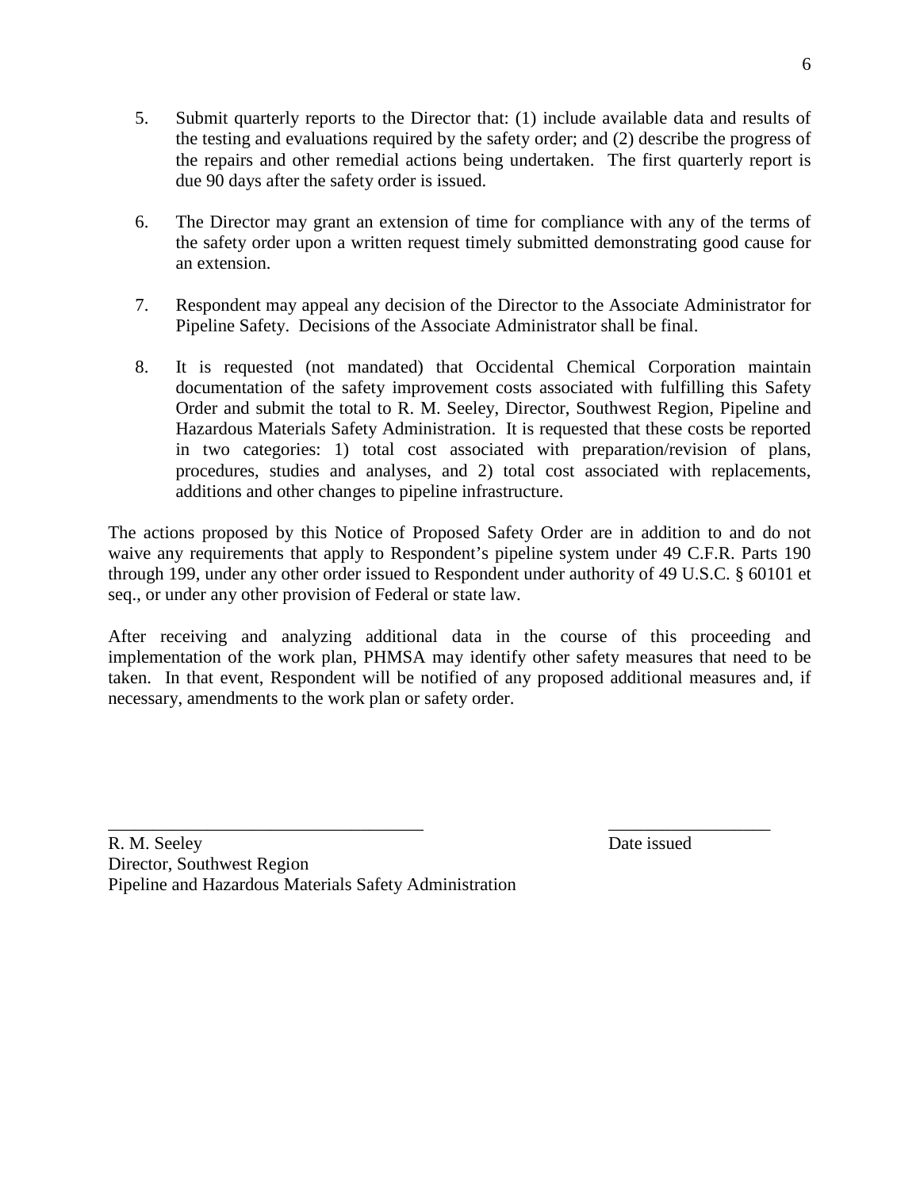5. Submit quarterly reports to the Director that: (1) include available data and results of the testing and evaluations required by the safety order; and (2) describe the progress of the repairs and other remedial actions being undertaken. The first quarterly report is due 90 days after the safety order is issued.

6. The Director may grant an extension of time for compliance with any of the terms of the safety order upon a written request timely submitted demonstrating good cause for an extension.

7. Respondent may appeal any decision of the Director to the Associate Administrator for Pipeline Safety. Decisions of the Associate Administrator shall be final.

8. It is requested (not mandated) that Occidental Chemical Corporation maintain documentation of the safety improvement costs associated with fulfilling this Safety Order and submit the total to R. M. Seeley, Director, Southwest Region, Pipeline and Hazardous Materials Safety Administration. It is requested that these costs be reported in two categories: 1) total cost associated with preparation/revision of plans, procedures, studies and analyses, and 2) total cost associated with replacements, additions and other changes to pipeline infrastructure.

The actions proposed by this Notice of Proposed Safety Order are in addition to and do not waive any requirements that apply to Respondent's pipeline system under 49 C.F.R. Parts 190 through 199, under any other order issued to Respondent under authority of 49 U.S.C. § 60101 et seq., or under any other provision of Federal or state law.

After receiving and analyzing additional data in the course of this proceeding and implementation of the work plan, PHMSA may identify other safety measures that need to be taken. In that event, Respondent will be notified of any proposed additional measures and, if necessary, amendments to the work plan or safety order.

\_\_\_\_\_\_\_\_\_\_\_\_\_\_\_\_\_\_\_\_\_\_\_\_\_\_\_\_\_\_\_\_\_\_\_ \_\_\_\_\_\_\_\_\_\_\_\_\_\_\_\_\_\_

R. M. Seeley
Director, Southwest Region
Pipeline and Hazardous Materials Safety Administration

Date issued